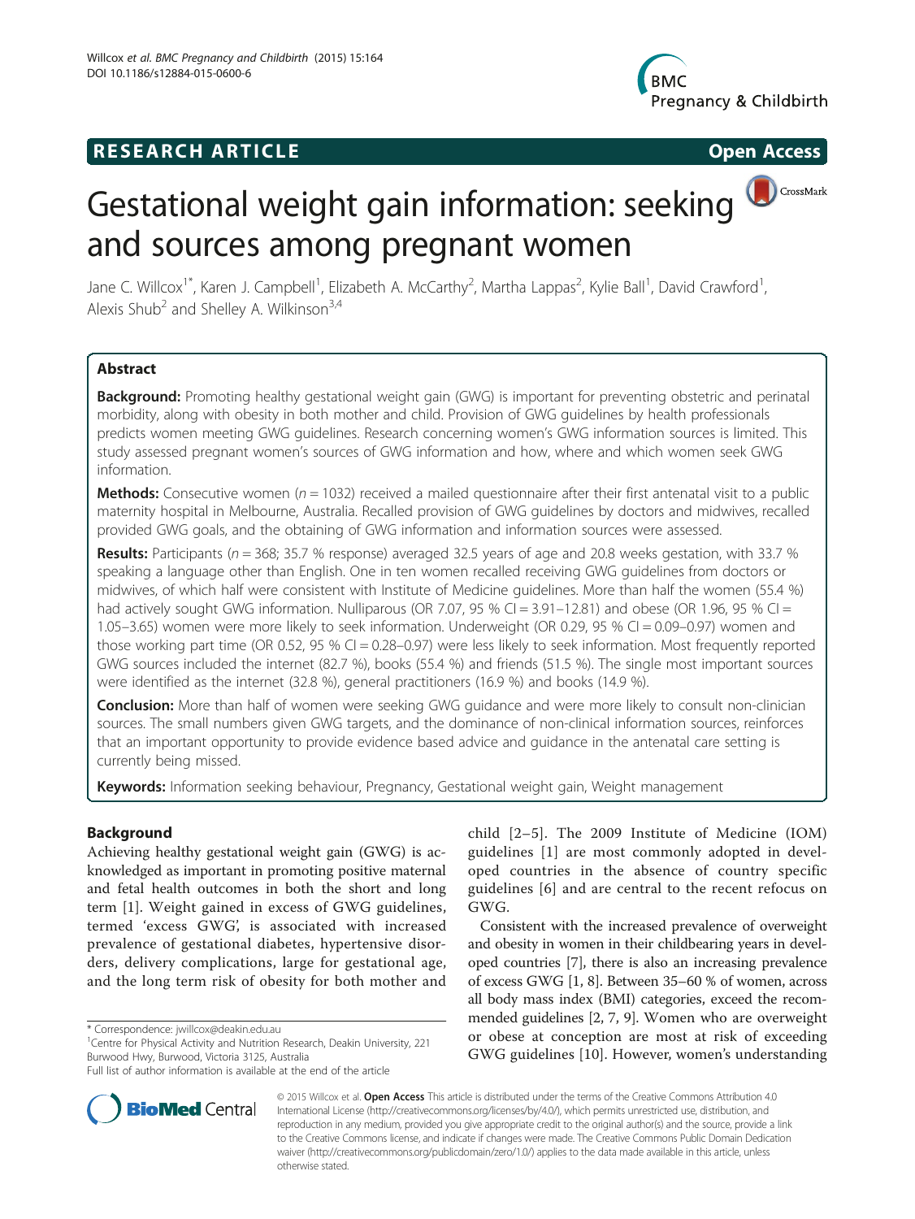RESEARCH ARTICLE Open Access

# Gestational weight gain information: seeking and sources among pregnant women

Jane C. Willcox[1*], Karen J. Campbell[1], Elizabeth A. McCarthy[2], Martha Lappas[2], Kylie Ball[1], David Crawford[1], Alexis Shub[2] and Shelley A. Wilkinson[3,4]

## Abstract

**Background:** Promoting healthy gestational weight gain (GWG) is important for preventing obstetric and perinatal morbidity, along with obesity in both mother and child. Provision of GWG guidelines by health professionals predicts women meeting GWG guidelines. Research concerning women's GWG information sources is limited. This study assessed pregnant women's sources of GWG information and how, where and which women seek GWG information.

**Methods:** Consecutive women ($n = 1032$) received a mailed questionnaire after their first antenatal visit to a public maternity hospital in Melbourne, Australia. Recalled provision of GWG guidelines by doctors and midwives, recalled provided GWG goals, and the obtaining of GWG information and information sources were assessed.

**Results:** Participants ($n = 368$; 35.7 % response) averaged 32.5 years of age and 20.8 weeks gestation, with 33.7 % speaking a language other than English. One in ten women recalled receiving GWG guidelines from doctors or midwives, of which half were consistent with Institute of Medicine guidelines. More than half the women (55.4 %) had actively sought GWG information. Nulliparous (OR 7.07, 95 % CI = 3.91–12.81) and obese (OR 1.96, 95 % CI = 1.05–3.65) women were more likely to seek information. Underweight (OR 0.29, 95 % CI = 0.09–0.97) women and those working part time (OR 0.52, 95 % CI = 0.28–0.97) were less likely to seek information. Most frequently reported GWG sources included the internet (82.7 %), books (55.4 %) and friends (51.5 %). The single most important sources were identified as the internet (32.8 %), general practitioners (16.9 %) and books (14.9 %).

**Conclusion:** More than half of women were seeking GWG guidance and were more likely to consult non-clinician sources. The small numbers given GWG targets, and the dominance of non-clinical information sources, reinforces that an important opportunity to provide evidence based advice and guidance in the antenatal care setting is currently being missed.

**Keywords:** Information seeking behaviour, Pregnancy, Gestational weight gain, Weight management

## Background

Achieving healthy gestational weight gain (GWG) is acknowledged as important in promoting positive maternal and fetal health outcomes in both the short and long term [1]. Weight gained in excess of GWG guidelines, termed 'excess GWG', is associated with increased prevalence of gestational diabetes, hypertensive disorders, delivery complications, large for gestational age, and the long term risk of obesity for both mother and child [2–5]. The 2009 Institute of Medicine (IOM) guidelines [1] are most commonly adopted in developed countries in the absence of country specific guidelines [6] and are central to the recent refocus on GWG.

Consistent with the increased prevalence of overweight and obesity in women in their childbearing years in developed countries [7], there is also an increasing prevalence of excess GWG [1, 8]. Between 35–60 % of women, across all body mass index (BMI) categories, exceed the recommended guidelines [2, 7, 9]. Women who are overweight or obese at conception are most at risk of exceeding GWG guidelines [10]. However, women's understanding

\* Correspondence: jwillcox@deakin.edu.au
[1]Centre for Physical Activity and Nutrition Research, Deakin University, 221 Burwood Hwy, Burwood, Victoria 3125, Australia
Full list of author information is available at the end of the article

© 2015 Willcox et al. **Open Access** This article is distributed under the terms of the Creative Commons Attribution 4.0 International License (http://creativecommons.org/licenses/by/4.0/), which permits unrestricted use, distribution, and reproduction in any medium, provided you give appropriate credit to the original author(s) and the source, provide a link to the Creative Commons license, and indicate if changes were made. The Creative Commons Public Domain Dedication waiver (http://creativecommons.org/publicdomain/zero/1.0/) applies to the data made available in this article, unless otherwise stated.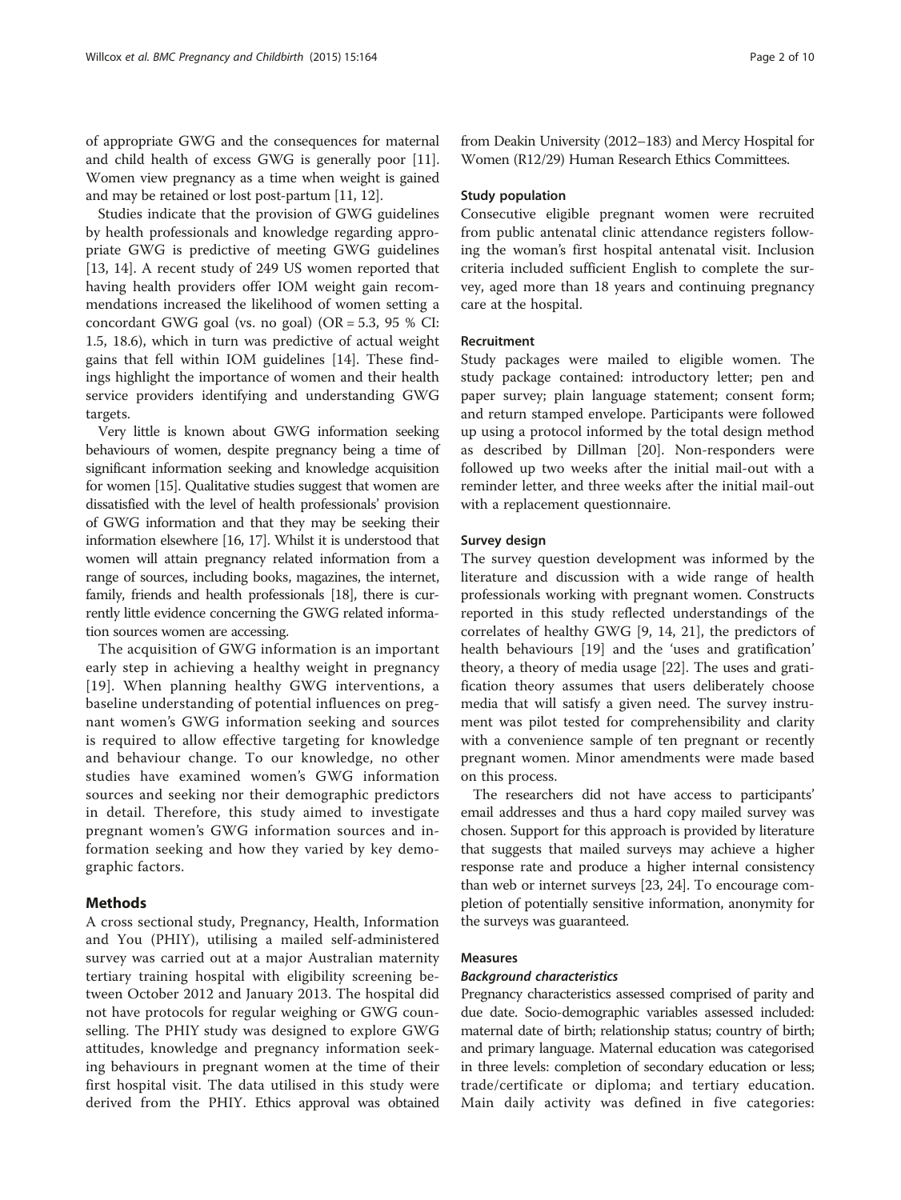of appropriate GWG and the consequences for maternal and child health of excess GWG is generally poor [11]. Women view pregnancy as a time when weight is gained and may be retained or lost post-partum [11, 12].

Studies indicate that the provision of GWG guidelines by health professionals and knowledge regarding appropriate GWG is predictive of meeting GWG guidelines [13, 14]. A recent study of 249 US women reported that having health providers offer IOM weight gain recommendations increased the likelihood of women setting a concordant GWG goal (vs. no goal) (OR = 5.3, 95 % CI: 1.5, 18.6), which in turn was predictive of actual weight gains that fell within IOM guidelines [14]. These findings highlight the importance of women and their health service providers identifying and understanding GWG targets.

Very little is known about GWG information seeking behaviours of women, despite pregnancy being a time of significant information seeking and knowledge acquisition for women [15]. Qualitative studies suggest that women are dissatisfied with the level of health professionals' provision of GWG information and that they may be seeking their information elsewhere [16, 17]. Whilst it is understood that women will attain pregnancy related information from a range of sources, including books, magazines, the internet, family, friends and health professionals [18], there is currently little evidence concerning the GWG related information sources women are accessing.

The acquisition of GWG information is an important early step in achieving a healthy weight in pregnancy [19]. When planning healthy GWG interventions, a baseline understanding of potential influences on pregnant women's GWG information seeking and sources is required to allow effective targeting for knowledge and behaviour change. To our knowledge, no other studies have examined women's GWG information sources and seeking nor their demographic predictors in detail. Therefore, this study aimed to investigate pregnant women's GWG information sources and information seeking and how they varied by key demographic factors.

## Methods

A cross sectional study, Pregnancy, Health, Information and You (PHIY), utilising a mailed self-administered survey was carried out at a major Australian maternity tertiary training hospital with eligibility screening between October 2012 and January 2013. The hospital did not have protocols for regular weighing or GWG counselling. The PHIY study was designed to explore GWG attitudes, knowledge and pregnancy information seeking behaviours in pregnant women at the time of their first hospital visit. The data utilised in this study were derived from the PHIY. Ethics approval was obtained from Deakin University (2012–183) and Mercy Hospital for Women (R12/29) Human Research Ethics Committees.

### Study population

Consecutive eligible pregnant women were recruited from public antenatal clinic attendance registers following the woman's first hospital antenatal visit. Inclusion criteria included sufficient English to complete the survey, aged more than 18 years and continuing pregnancy care at the hospital.

### Recruitment

Study packages were mailed to eligible women. The study package contained: introductory letter; pen and paper survey; plain language statement; consent form; and return stamped envelope. Participants were followed up using a protocol informed by the total design method as described by Dillman [20]. Non-responders were followed up two weeks after the initial mail-out with a reminder letter, and three weeks after the initial mail-out with a replacement questionnaire.

### Survey design

The survey question development was informed by the literature and discussion with a wide range of health professionals working with pregnant women. Constructs reported in this study reflected understandings of the correlates of healthy GWG [9, 14, 21], the predictors of health behaviours [19] and the 'uses and gratification' theory, a theory of media usage [22]. The uses and gratification theory assumes that users deliberately choose media that will satisfy a given need. The survey instrument was pilot tested for comprehensibility and clarity with a convenience sample of ten pregnant or recently pregnant women. Minor amendments were made based on this process.

The researchers did not have access to participants' email addresses and thus a hard copy mailed survey was chosen. Support for this approach is provided by literature that suggests that mailed surveys may achieve a higher response rate and produce a higher internal consistency than web or internet surveys [23, 24]. To encourage completion of potentially sensitive information, anonymity for the surveys was guaranteed.

### Measures

#### *Background characteristics*

Pregnancy characteristics assessed comprised of parity and due date. Socio-demographic variables assessed included: maternal date of birth; relationship status; country of birth; and primary language. Maternal education was categorised in three levels: completion of secondary education or less; trade/certificate or diploma; and tertiary education. Main daily activity was defined in five categories: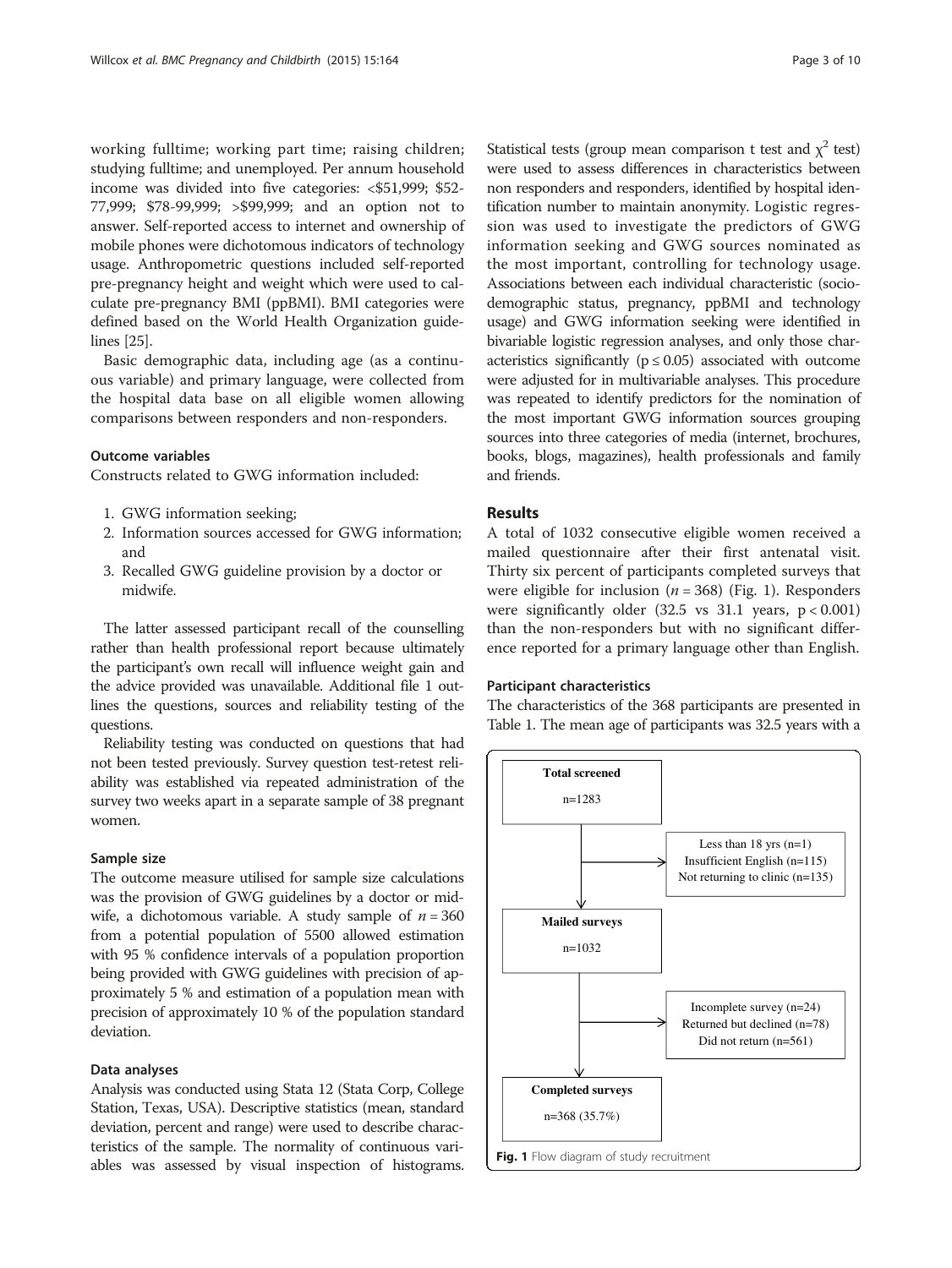working fulltime; working part time; raising children; studying fulltime; and unemployed. Per annum household income was divided into five categories: <$51,999; $52-77,999; $78-99,999; >$99,999; and an option not to answer. Self-reported access to internet and ownership of mobile phones were dichotomous indicators of technology usage. Anthropometric questions included self-reported pre-pregnancy height and weight which were used to calculate pre-pregnancy BMI (ppBMI). BMI categories were defined based on the World Health Organization guidelines [25].

Basic demographic data, including age (as a continuous variable) and primary language, were collected from the hospital data base on all eligible women allowing comparisons between responders and non-responders.

### Outcome variables

Constructs related to GWG information included:

1. GWG information seeking;
2. Information sources accessed for GWG information; and
3. Recalled GWG guideline provision by a doctor or midwife.

The latter assessed participant recall of the counselling rather than health professional report because ultimately the participant's own recall will influence weight gain and the advice provided was unavailable. Additional file 1 outlines the questions, sources and reliability testing of the questions.

Reliability testing was conducted on questions that had not been tested previously. Survey question test-retest reliability was established via repeated administration of the survey two weeks apart in a separate sample of 38 pregnant women.

### Sample size

The outcome measure utilised for sample size calculations was the provision of GWG guidelines by a doctor or midwife, a dichotomous variable. A study sample of $n = 360$ from a potential population of 5500 allowed estimation with 95 % confidence intervals of a population proportion being provided with GWG guidelines with precision of approximately 5 % and estimation of a population mean with precision of approximately 10 % of the population standard deviation.

### Data analyses

Analysis was conducted using Stata 12 (Stata Corp, College Station, Texas, USA). Descriptive statistics (mean, standard deviation, percent and range) were used to describe characteristics of the sample. The normality of continuous variables was assessed by visual inspection of histograms. Statistical tests (group mean comparison t test and $\chi^2$ test) were used to assess differences in characteristics between non responders and responders, identified by hospital identification number to maintain anonymity. Logistic regression was used to investigate the predictors of GWG information seeking and GWG sources nominated as the most important, controlling for technology usage. Associations between each individual characteristic (sociodemographic status, pregnancy, ppBMI and technology usage) and GWG information seeking were identified in bivariable logistic regression analyses, and only those characteristics significantly ($p \leq 0.05$) associated with outcome were adjusted for in multivariable analyses. This procedure was repeated to identify predictors for the nomination of the most important GWG information sources grouping sources into three categories of media (internet, brochures, books, blogs, magazines), health professionals and family and friends.

## Results

A total of 1032 consecutive eligible women received a mailed questionnaire after their first antenatal visit. Thirty six percent of participants completed surveys that were eligible for inclusion ($n = 368$) (Fig. 1). Responders were significantly older (32.5 vs 31.1 years, $p < 0.001$) than the non-responders but with no significant difference reported for a primary language other than English.

### Participant characteristics

The characteristics of the 368 participants are presented in Table 1. The mean age of participants was 32.5 years with a

**Total screened** n=1283
→ Less than 18 yrs (n=1); Insufficient English (n=115); Not returning to clinic (n=135)

**Mailed surveys** n=1032
→ Incomplete survey (n=24); Returned but declined (n=78); Did not return (n=561)

**Completed surveys** n=368 (35.7%)

**Fig. 1** Flow diagram of study recruitment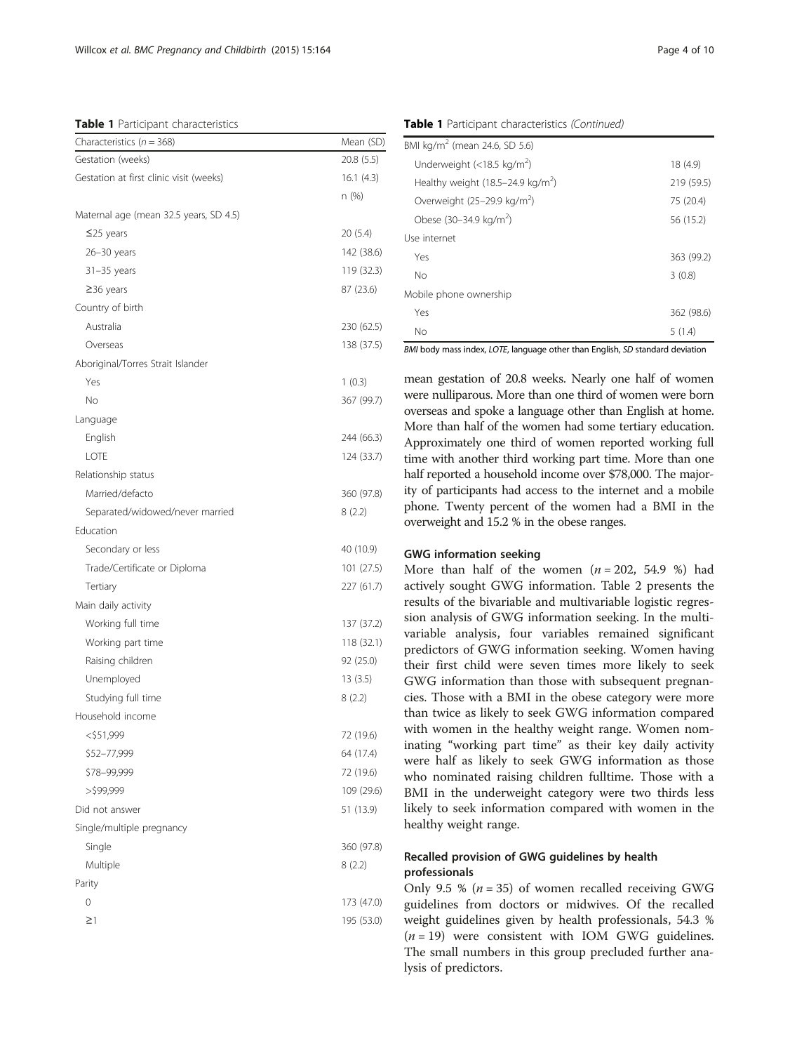**Table 1** Participant characteristics

| Characteristics ($n$ = 368) | Mean (SD) |
|---|---|
| Gestation (weeks) | 20.8 (5.5) |
| Gestation at first clinic visit (weeks) | 16.1 (4.3) |
| | n (%) |
| Maternal age (mean 32.5 years, SD 4.5) | |
| ≤25 years | 20 (5.4) |
| 26–30 years | 142 (38.6) |
| 31–35 years | 119 (32.3) |
| ≥36 years | 87 (23.6) |
| Country of birth | |
| Australia | 230 (62.5) |
| Overseas | 138 (37.5) |
| Aboriginal/Torres Strait Islander | |
| Yes | 1 (0.3) |
| No | 367 (99.7) |
| Language | |
| English | 244 (66.3) |
| LOTE | 124 (33.7) |
| Relationship status | |
| Married/defacto | 360 (97.8) |
| Separated/widowed/never married | 8 (2.2) |
| Education | |
| Secondary or less | 40 (10.9) |
| Trade/Certificate or Diploma | 101 (27.5) |
| Tertiary | 227 (61.7) |
| Main daily activity | |
| Working full time | 137 (37.2) |
| Working part time | 118 (32.1) |
| Raising children | 92 (25.0) |
| Unemployed | 13 (3.5) |
| Studying full time | 8 (2.2) |
| Household income | |
| <$51,999 | 72 (19.6) |
| $52–77,999 | 64 (17.4) |
| $78–99,999 | 72 (19.6) |
| >$99,999 | 109 (29.6) |
| Did not answer | 51 (13.9) |
| Single/multiple pregnancy | |
| Single | 360 (97.8) |
| Multiple | 8 (2.2) |
| Parity | |
| 0 | 173 (47.0) |
| ≥1 | 195 (53.0) |
| BMI kg/m$^2$ (mean 24.6, SD 5.6) | |
| Underweight (<18.5 kg/m$^2$) | 18 (4.9) |
| Healthy weight (18.5–24.9 kg/m$^2$) | 219 (59.5) |
| Overweight (25–29.9 kg/m$^2$) | 75 (20.4) |
| Obese (30–34.9 kg/m$^2$) | 56 (15.2) |
| Use internet | |
| Yes | 363 (99.2) |
| No | 3 (0.8) |
| Mobile phone ownership | |
| Yes | 362 (98.6) |
| No | 5 (1.4) |

*BMI* body mass index, *LOTE*, language other than English, *SD* standard deviation

mean gestation of 20.8 weeks. Nearly one half of women were nulliparous. More than one third of women were born overseas and spoke a language other than English at home. More than half of the women had some tertiary education. Approximately one third of women reported working full time with another third working part time. More than one half reported a household income over $78,000. The majority of participants had access to the internet and a mobile phone. Twenty percent of the women had a BMI in the overweight and 15.2 % in the obese ranges.

### GWG information seeking

More than half of the women ($n$ = 202, 54.9 %) had actively sought GWG information. Table 2 presents the results of the bivariable and multivariable logistic regression analysis of GWG information seeking. In the multivariable analysis, four variables remained significant predictors of GWG information seeking. Women having their first child were seven times more likely to seek GWG information than those with subsequent pregnancies. Those with a BMI in the obese category were more than twice as likely to seek GWG information compared with women in the healthy weight range. Women nominating "working part time" as their key daily activity were half as likely to seek GWG information as those who nominated raising children fulltime. Those with a BMI in the underweight category were two thirds less likely to seek information compared with women in the healthy weight range.

### Recalled provision of GWG guidelines by health professionals

Only 9.5 % ($n$ = 35) of women recalled receiving GWG guidelines from doctors or midwives. Of the recalled weight guidelines given by health professionals, 54.3 % ($n$ = 19) were consistent with IOM GWG guidelines. The small numbers in this group precluded further analysis of predictors.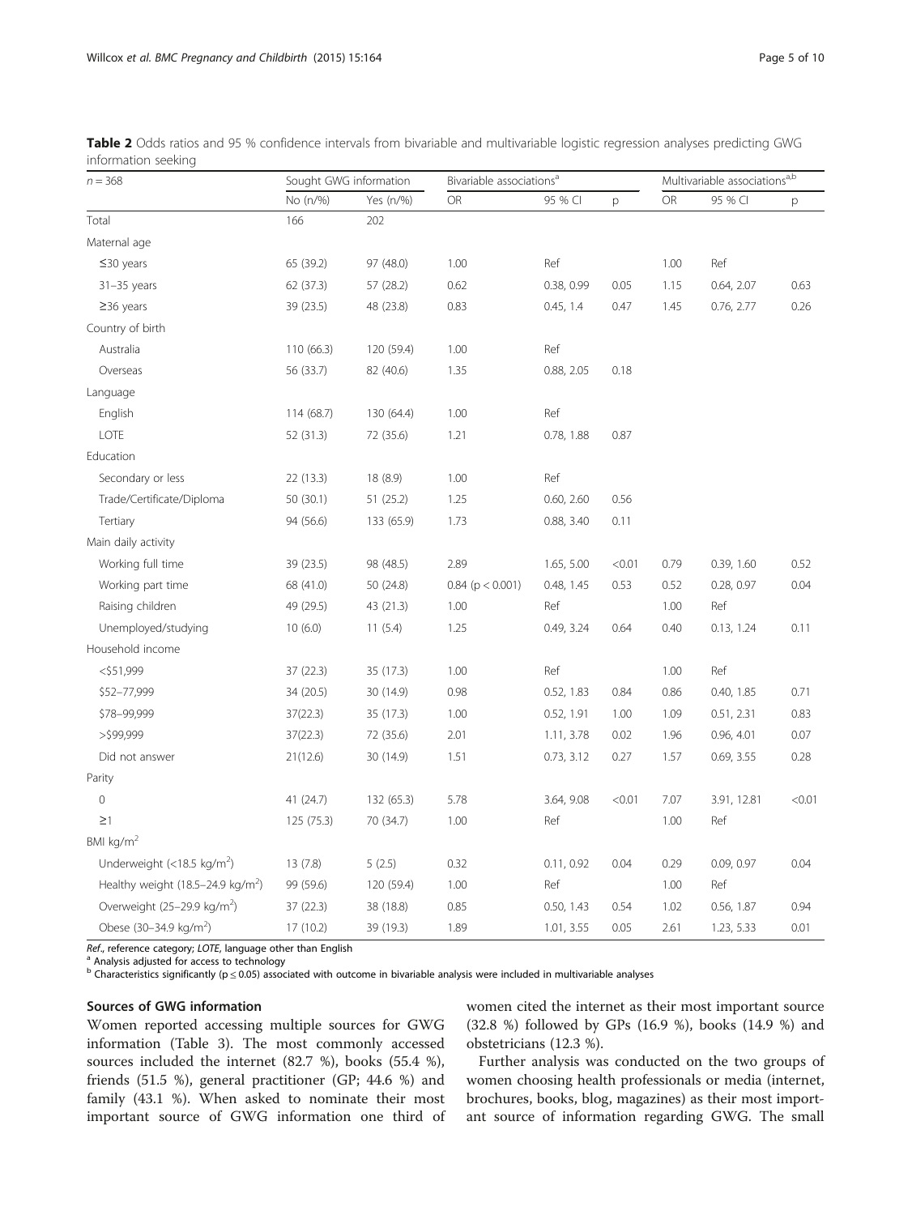**Table 2** Odds ratios and 95 % confidence intervals from bivariable and multivariable logistic regression analyses predicting GWG information seeking

| $n = 368$ | Sought GWG information | | Bivariable associations[a] | | | Multivariable associations[a,b] | | |
|---|---|---|---|---|---|---|---|---|
| | No (n/%) | Yes (n/%) | OR | 95 % CI | p | OR | 95 % CI | p |
| Total | 166 | 202 | | | | | | |
| Maternal age | | | | | | | | |
| ≤30 years | 65 (39.2) | 97 (48.0) | 1.00 | Ref | | 1.00 | Ref | |
| 31–35 years | 62 (37.3) | 57 (28.2) | 0.62 | 0.38, 0.99 | 0.05 | 1.15 | 0.64, 2.07 | 0.63 |
| ≥36 years | 39 (23.5) | 48 (23.8) | 0.83 | 0.45, 1.4 | 0.47 | 1.45 | 0.76, 2.77 | 0.26 |
| Country of birth | | | | | | | | |
| Australia | 110 (66.3) | 120 (59.4) | 1.00 | Ref | | | | |
| Overseas | 56 (33.7) | 82 (40.6) | 1.35 | 0.88, 2.05 | 0.18 | | | |
| Language | | | | | | | | |
| English | 114 (68.7) | 130 (64.4) | 1.00 | Ref | | | | |
| LOTE | 52 (31.3) | 72 (35.6) | 1.21 | 0.78, 1.88 | 0.87 | | | |
| Education | | | | | | | | |
| Secondary or less | 22 (13.3) | 18 (8.9) | 1.00 | Ref | | | | |
| Trade/Certificate/Diploma | 50 (30.1) | 51 (25.2) | 1.25 | 0.60, 2.60 | 0.56 | | | |
| Tertiary | 94 (56.6) | 133 (65.9) | 1.73 | 0.88, 3.40 | 0.11 | | | |
| Main daily activity | | | | | | | | |
| Working full time | 39 (23.5) | 98 (48.5) | 2.89 | 1.65, 5.00 | <0.01 | 0.79 | 0.39, 1.60 | 0.52 |
| Working part time | 68 (41.0) | 50 (24.8) | 0.84 ($p < 0.001$) | 0.48, 1.45 | 0.53 | 0.52 | 0.28, 0.97 | 0.04 |
| Raising children | 49 (29.5) | 43 (21.3) | 1.00 | Ref | | 1.00 | Ref | |
| Unemployed/studying | 10 (6.0) | 11 (5.4) | 1.25 | 0.49, 3.24 | 0.64 | 0.40 | 0.13, 1.24 | 0.11 |
| Household income | | | | | | | | |
| <$51,999 | 37 (22.3) | 35 (17.3) | 1.00 | Ref | | 1.00 | Ref | |
| $52–77,999 | 34 (20.5) | 30 (14.9) | 0.98 | 0.52, 1.83 | 0.84 | 0.86 | 0.40, 1.85 | 0.71 |
| $78–99,999 | 37(22.3) | 35 (17.3) | 1.00 | 0.52, 1.91 | 1.00 | 1.09 | 0.51, 2.31 | 0.83 |
| >$99,999 | 37(22.3) | 72 (35.6) | 2.01 | 1.11, 3.78 | 0.02 | 1.96 | 0.96, 4.01 | 0.07 |
| Did not answer | 21(12.6) | 30 (14.9) | 1.51 | 0.73, 3.12 | 0.27 | 1.57 | 0.69, 3.55 | 0.28 |
| Parity | | | | | | | | |
| 0 | 41 (24.7) | 132 (65.3) | 5.78 | 3.64, 9.08 | <0.01 | 7.07 | 3.91, 12.81 | <0.01 |
| ≥1 | 125 (75.3) | 70 (34.7) | 1.00 | Ref | | 1.00 | Ref | |
| BMI kg/m$^2$ | | | | | | | | |
| Underweight (<18.5 kg/m$^2$) | 13 (7.8) | 5 (2.5) | 0.32 | 0.11, 0.92 | 0.04 | 0.29 | 0.09, 0.97 | 0.04 |
| Healthy weight (18.5–24.9 kg/m$^2$) | 99 (59.6) | 120 (59.4) | 1.00 | Ref | | 1.00 | Ref | |
| Overweight (25–29.9 kg/m$^2$) | 37 (22.3) | 38 (18.8) | 0.85 | 0.50, 1.43 | 0.54 | 1.02 | 0.56, 1.87 | 0.94 |
| Obese (30–34.9 kg/m$^2$) | 17 (10.2) | 39 (19.3) | 1.89 | 1.01, 3.55 | 0.05 | 2.61 | 1.23, 5.33 | 0.01 |

*Ref.*, reference category; *LOTE*, language other than English

[a] Analysis adjusted for access to technology

[b] Characteristics significantly ($p \leq 0.05$) associated with outcome in bivariable analysis were included in multivariable analyses

### Sources of GWG information

Women reported accessing multiple sources for GWG information (Table 3). The most commonly accessed sources included the internet (82.7 %), books (55.4 %), friends (51.5 %), general practitioner (GP; 44.6 %) and family (43.1 %). When asked to nominate their most important source of GWG information one third of women cited the internet as their most important source (32.8 %) followed by GPs (16.9 %), books (14.9 %) and obstetricians (12.3 %).

Further analysis was conducted on the two groups of women choosing health professionals or media (internet, brochures, books, blog, magazines) as their most important source of information regarding GWG. The small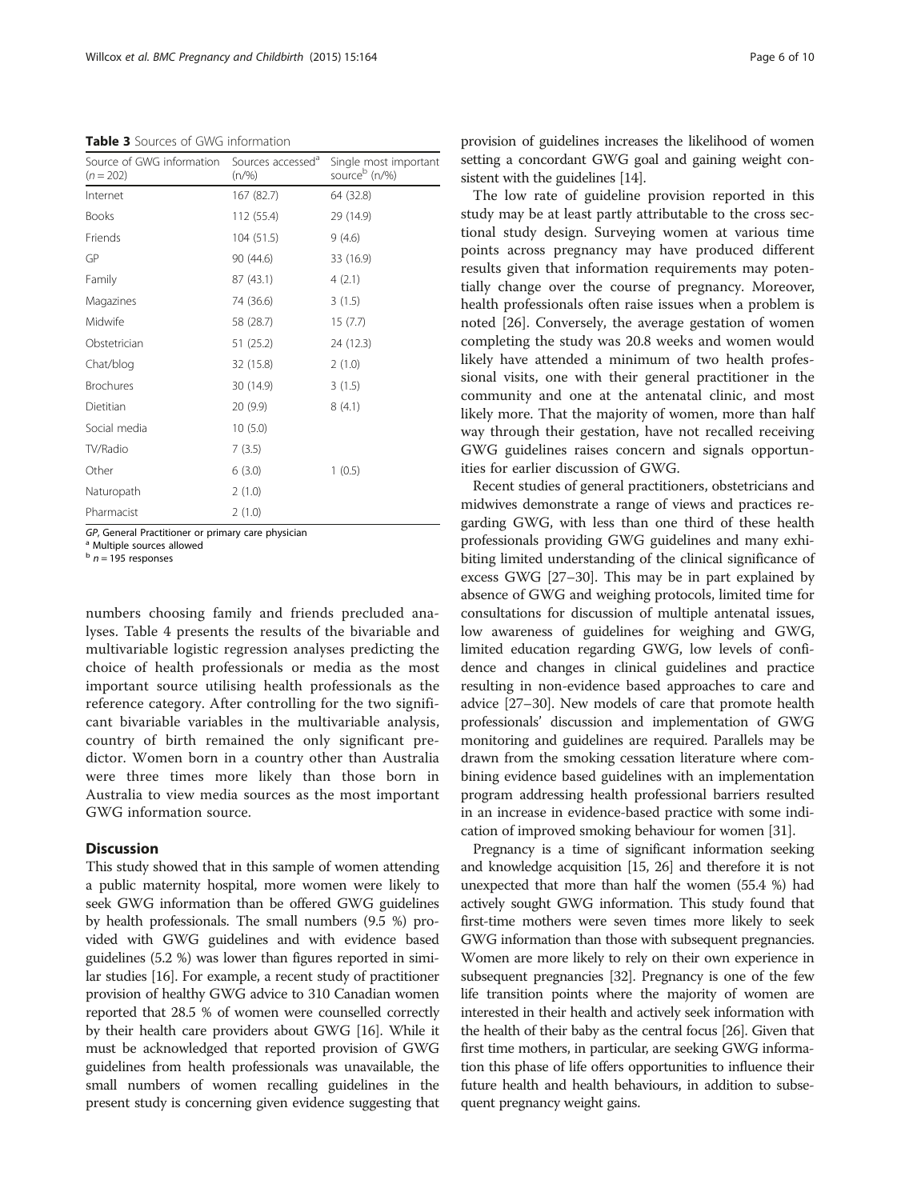**Table 3** Sources of GWG information

| Source of GWG information (n = 202) | Sources accessed[a] (n/%) | Single most important source[b] (n/%) |
|---|---|---|
| Internet | 167 (82.7) | 64 (32.8) |
| Books | 112 (55.4) | 29 (14.9) |
| Friends | 104 (51.5) | 9 (4.6) |
| GP | 90 (44.6) | 33 (16.9) |
| Family | 87 (43.1) | 4 (2.1) |
| Magazines | 74 (36.6) | 3 (1.5) |
| Midwife | 58 (28.7) | 15 (7.7) |
| Obstetrician | 51 (25.2) | 24 (12.3) |
| Chat/blog | 32 (15.8) | 2 (1.0) |
| Brochures | 30 (14.9) | 3 (1.5) |
| Dietitian | 20 (9.9) | 8 (4.1) |
| Social media | 10 (5.0) | |
| TV/Radio | 7 (3.5) | |
| Other | 6 (3.0) | 1 (0.5) |
| Naturopath | 2 (1.0) | |
| Pharmacist | 2 (1.0) | |

*GP*, General Practitioner or primary care physician
[a] Multiple sources allowed
[b] $n = 195$ responses

numbers choosing family and friends precluded analyses. Table 4 presents the results of the bivariable and multivariable logistic regression analyses predicting the choice of health professionals or media as the most important source utilising health professionals as the reference category. After controlling for the two significant bivariable variables in the multivariable analysis, country of birth remained the only significant predictor. Women born in a country other than Australia were three times more likely than those born in Australia to view media sources as the most important GWG information source.

## Discussion

This study showed that in this sample of women attending a public maternity hospital, more women were likely to seek GWG information than be offered GWG guidelines by health professionals. The small numbers (9.5 %) provided with GWG guidelines and with evidence based guidelines (5.2 %) was lower than figures reported in similar studies [16]. For example, a recent study of practitioner provision of healthy GWG advice to 310 Canadian women reported that 28.5 % of women were counselled correctly by their health care providers about GWG [16]. While it must be acknowledged that reported provision of GWG guidelines from health professionals was unavailable, the small numbers of women recalling guidelines in the present study is concerning given evidence suggesting that provision of guidelines increases the likelihood of women setting a concordant GWG goal and gaining weight consistent with the guidelines [14].

The low rate of guideline provision reported in this study may be at least partly attributable to the cross sectional study design. Surveying women at various time points across pregnancy may have produced different results given that information requirements may potentially change over the course of pregnancy. Moreover, health professionals often raise issues when a problem is noted [26]. Conversely, the average gestation of women completing the study was 20.8 weeks and women would likely have attended a minimum of two health professional visits, one with their general practitioner in the community and one at the antenatal clinic, and most likely more. That the majority of women, more than half way through their gestation, have not recalled receiving GWG guidelines raises concern and signals opportunities for earlier discussion of GWG.

Recent studies of general practitioners, obstetricians and midwives demonstrate a range of views and practices regarding GWG, with less than one third of these health professionals providing GWG guidelines and many exhibiting limited understanding of the clinical significance of excess GWG [27–30]. This may be in part explained by absence of GWG and weighing protocols, limited time for consultations for discussion of multiple antenatal issues, low awareness of guidelines for weighing and GWG, limited education regarding GWG, low levels of confidence and changes in clinical guidelines and practice resulting in non-evidence based approaches to care and advice [27–30]. New models of care that promote health professionals' discussion and implementation of GWG monitoring and guidelines are required. Parallels may be drawn from the smoking cessation literature where combining evidence based guidelines with an implementation program addressing health professional barriers resulted in an increase in evidence-based practice with some indication of improved smoking behaviour for women [31].

Pregnancy is a time of significant information seeking and knowledge acquisition [15, 26] and therefore it is not unexpected that more than half the women (55.4 %) had actively sought GWG information. This study found that first-time mothers were seven times more likely to seek GWG information than those with subsequent pregnancies. Women are more likely to rely on their own experience in subsequent pregnancies [32]. Pregnancy is one of the few life transition points where the majority of women are interested in their health and actively seek information with the health of their baby as the central focus [26]. Given that first time mothers, in particular, are seeking GWG information this phase of life offers opportunities to influence their future health and health behaviours, in addition to subsequent pregnancy weight gains.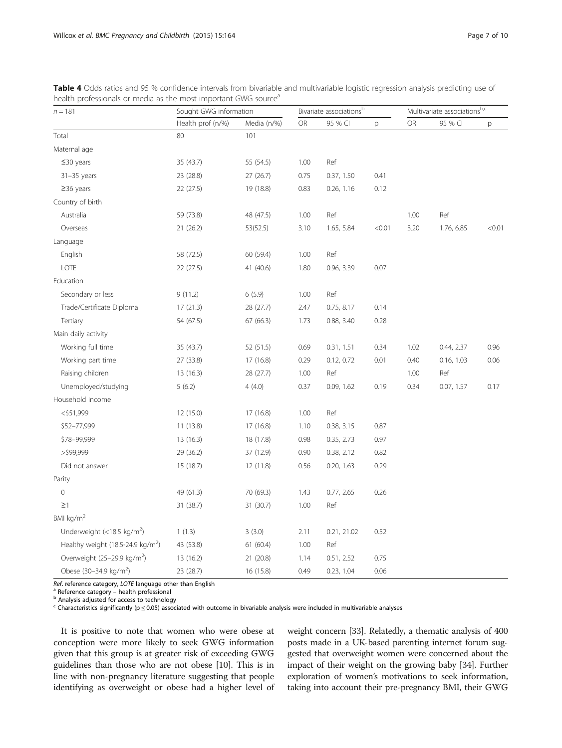**Table 4** Odds ratios and 95 % confidence intervals from bivariable and multivariable logistic regression analysis predicting use of health professionals or media as the most important GWG source[a]

| $n = 181$ | Sought GWG information | | Bivariate associations[b] | | | Multivariate associations[b,c] | | |
|---|---|---|---|---|---|---|---|---|
| | Health prof (n/%) | Media (n/%) | OR | 95 % CI | p | OR | 95 % CI | p |
| Total | 80 | 101 | | | | | | |
| Maternal age | | | | | | | | |
| ≤30 years | 35 (43.7) | 55 (54.5) | 1.00 | Ref | | | | |
| 31–35 years | 23 (28.8) | 27 (26.7) | 0.75 | 0.37, 1.50 | 0.41 | | | |
| ≥36 years | 22 (27.5) | 19 (18.8) | 0.83 | 0.26, 1.16 | 0.12 | | | |
| Country of birth | | | | | | | | |
| Australia | 59 (73.8) | 48 (47.5) | 1.00 | Ref | | 1.00 | Ref | |
| Overseas | 21 (26.2) | 53(52.5) | 3.10 | 1.65, 5.84 | <0.01 | 3.20 | 1.76, 6.85 | <0.01 |
| Language | | | | | | | | |
| English | 58 (72.5) | 60 (59.4) | 1.00 | Ref | | | | |
| LOTE | 22 (27.5) | 41 (40.6) | 1.80 | 0.96, 3.39 | 0.07 | | | |
| Education | | | | | | | | |
| Secondary or less | 9 (11.2) | 6 (5.9) | 1.00 | Ref | | | | |
| Trade/Certificate Diploma | 17 (21.3) | 28 (27.7) | 2.47 | 0.75, 8.17 | 0.14 | | | |
| Tertiary | 54 (67.5) | 67 (66.3) | 1.73 | 0.88, 3.40 | 0.28 | | | |
| Main daily activity | | | | | | | | |
| Working full time | 35 (43.7) | 52 (51.5) | 0.69 | 0.31, 1.51 | 0.34 | 1.02 | 0.44, 2.37 | 0.96 |
| Working part time | 27 (33.8) | 17 (16.8) | 0.29 | 0.12, 0.72 | 0.01 | 0.40 | 0.16, 1.03 | 0.06 |
| Raising children | 13 (16.3) | 28 (27.7) | 1.00 | Ref | | 1.00 | Ref | |
| Unemployed/studying | 5 (6.2) | 4 (4.0) | 0.37 | 0.09, 1.62 | 0.19 | 0.34 | 0.07, 1.57 | 0.17 |
| Household income | | | | | | | | |
| <$51,999 | 12 (15.0) | 17 (16.8) | 1.00 | Ref | | | | |
| $52–77,999 | 11 (13.8) | 17 (16.8) | 1.10 | 0.38, 3.15 | 0.87 | | | |
| $78–99,999 | 13 (16.3) | 18 (17.8) | 0.98 | 0.35, 2.73 | 0.97 | | | |
| >$99,999 | 29 (36.2) | 37 (12.9) | 0.90 | 0.38, 2.12 | 0.82 | | | |
| Did not answer | 15 (18.7) | 12 (11.8) | 0.56 | 0.20, 1.63 | 0.29 | | | |
| Parity | | | | | | | | |
| 0 | 49 (61.3) | 70 (69.3) | 1.43 | 0.77, 2.65 | 0.26 | | | |
| ≥1 | 31 (38.7) | 31 (30.7) | 1.00 | Ref | | | | |
| BMI kg/m$^2$ | | | | | | | | |
| Underweight (<18.5 kg/m$^2$) | 1 (1.3) | 3 (3.0) | 2.11 | 0.21, 21.02 | 0.52 | | | |
| Healthy weight (18.5-24.9 kg/m$^2$) | 43 (53.8) | 61 (60.4) | 1.00 | Ref | | | | |
| Overweight (25–29.9 kg/m$^2$) | 13 (16.2) | 21 (20.8) | 1.14 | 0.51, 2.52 | 0.75 | | | |
| Obese (30–34.9 kg/m$^2$) | 23 (28.7) | 16 (15.8) | 0.49 | 0.23, 1.04 | 0.06 | | | |

*Ref.* reference category, *LOTE* language other than English
[a] Reference category – health professional
[b] Analysis adjusted for access to technology
[c] Characteristics significantly ($p \leq 0.05$) associated with outcome in bivariable analysis were included in multivariable analyses

It is positive to note that women who were obese at conception were more likely to seek GWG information given that this group is at greater risk of exceeding GWG guidelines than those who are not obese [10]. This is in line with non-pregnancy literature suggesting that people identifying as overweight or obese had a higher level of weight concern [33]. Relatedly, a thematic analysis of 400 posts made in a UK-based parenting internet forum suggested that overweight women were concerned about the impact of their weight on the growing baby [34]. Further exploration of women's motivations to seek information, taking into account their pre-pregnancy BMI, their GWG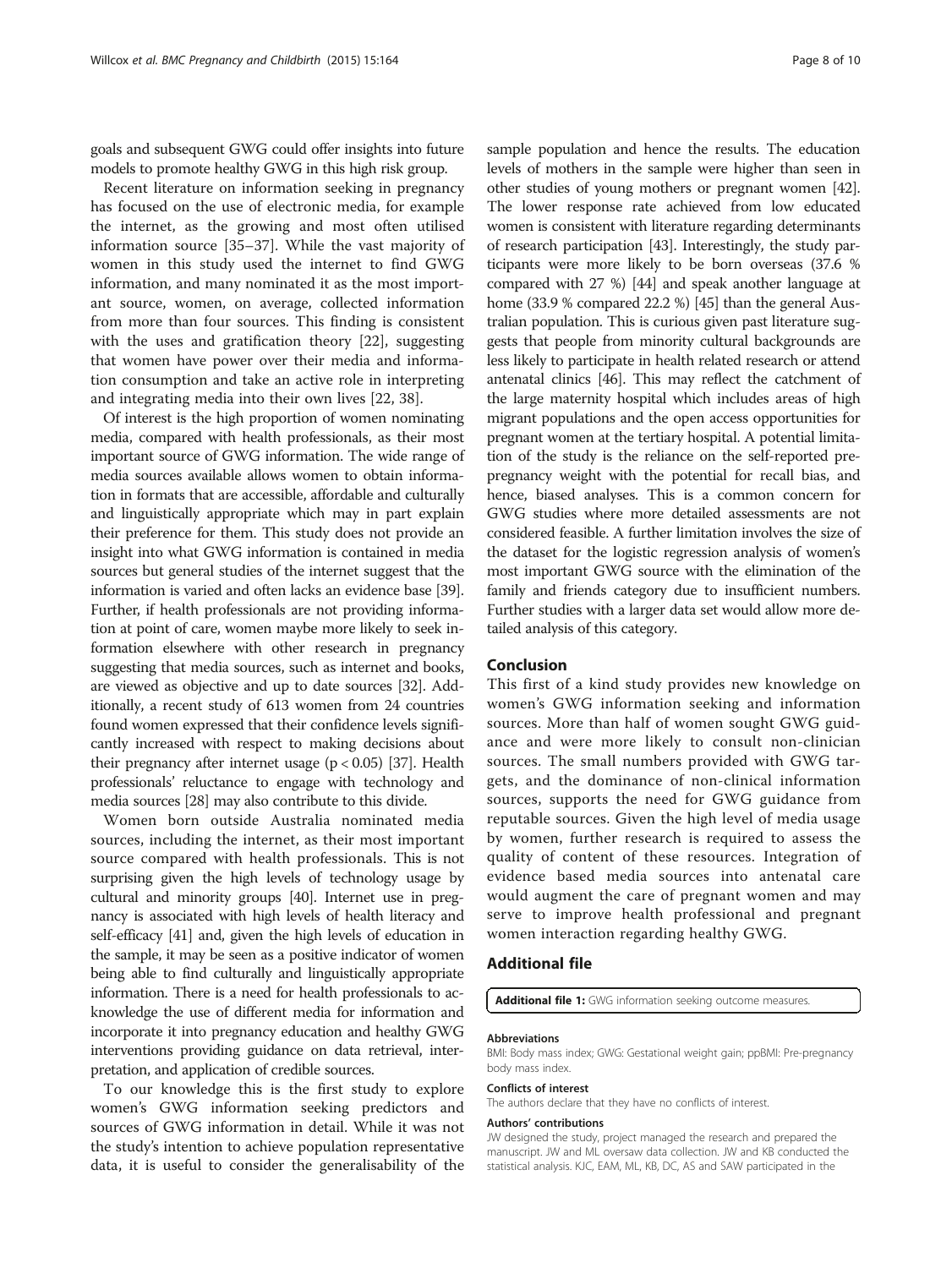goals and subsequent GWG could offer insights into future models to promote healthy GWG in this high risk group.

Recent literature on information seeking in pregnancy has focused on the use of electronic media, for example the internet, as the growing and most often utilised information source [35–37]. While the vast majority of women in this study used the internet to find GWG information, and many nominated it as the most important source, women, on average, collected information from more than four sources. This finding is consistent with the uses and gratification theory [22], suggesting that women have power over their media and information consumption and take an active role in interpreting and integrating media into their own lives [22, 38].

Of interest is the high proportion of women nominating media, compared with health professionals, as their most important source of GWG information. The wide range of media sources available allows women to obtain information in formats that are accessible, affordable and culturally and linguistically appropriate which may in part explain their preference for them. This study does not provide an insight into what GWG information is contained in media sources but general studies of the internet suggest that the information is varied and often lacks an evidence base [39]. Further, if health professionals are not providing information at point of care, women maybe more likely to seek information elsewhere with other research in pregnancy suggesting that media sources, such as internet and books, are viewed as objective and up to date sources [32]. Additionally, a recent study of 613 women from 24 countries found women expressed that their confidence levels significantly increased with respect to making decisions about their pregnancy after internet usage ($p < 0.05$) [37]. Health professionals' reluctance to engage with technology and media sources [28] may also contribute to this divide.

Women born outside Australia nominated media sources, including the internet, as their most important source compared with health professionals. This is not surprising given the high levels of technology usage by cultural and minority groups [40]. Internet use in pregnancy is associated with high levels of health literacy and self-efficacy [41] and, given the high levels of education in the sample, it may be seen as a positive indicator of women being able to find culturally and linguistically appropriate information. There is a need for health professionals to acknowledge the use of different media for information and incorporate it into pregnancy education and healthy GWG interventions providing guidance on data retrieval, interpretation, and application of credible sources.

To our knowledge this is the first study to explore women's GWG information seeking predictors and sources of GWG information in detail. While it was not the study's intention to achieve population representative data, it is useful to consider the generalisability of the sample population and hence the results. The education levels of mothers in the sample were higher than seen in other studies of young mothers or pregnant women [42]. The lower response rate achieved from low educated women is consistent with literature regarding determinants of research participation [43]. Interestingly, the study participants were more likely to be born overseas (37.6 % compared with 27 %) [44] and speak another language at home (33.9 % compared 22.2 %) [45] than the general Australian population. This is curious given past literature suggests that people from minority cultural backgrounds are less likely to participate in health related research or attend antenatal clinics [46]. This may reflect the catchment of the large maternity hospital which includes areas of high migrant populations and the open access opportunities for pregnant women at the tertiary hospital. A potential limitation of the study is the reliance on the self-reported pre-pregnancy weight with the potential for recall bias, and hence, biased analyses. This is a common concern for GWG studies where more detailed assessments are not considered feasible. A further limitation involves the size of the dataset for the logistic regression analysis of women's most important GWG source with the elimination of the family and friends category due to insufficient numbers. Further studies with a larger data set would allow more detailed analysis of this category.

## Conclusion

This first of a kind study provides new knowledge on women's GWG information seeking and information sources. More than half of women sought GWG guidance and were more likely to consult non-clinician sources. The small numbers provided with GWG targets, and the dominance of non-clinical information sources, supports the need for GWG guidance from reputable sources. Given the high level of media usage by women, further research is required to assess the quality of content of these resources. Integration of evidence based media sources into antenatal care would augment the care of pregnant women and may serve to improve health professional and pregnant women interaction regarding healthy GWG.

## Additional file

**Additional file 1:** GWG information seeking outcome measures.

#### Abbreviations

BMI: Body mass index; GWG: Gestational weight gain; ppBMI: Pre-pregnancy body mass index.

#### Conflicts of interest

The authors declare that they have no conflicts of interest.

#### Authors' contributions

JW designed the study, project managed the research and prepared the manuscript. JW and ML oversaw data collection. JW and KB conducted the statistical analysis. KJC, EAM, ML, KB, DC, AS and SAW participated in the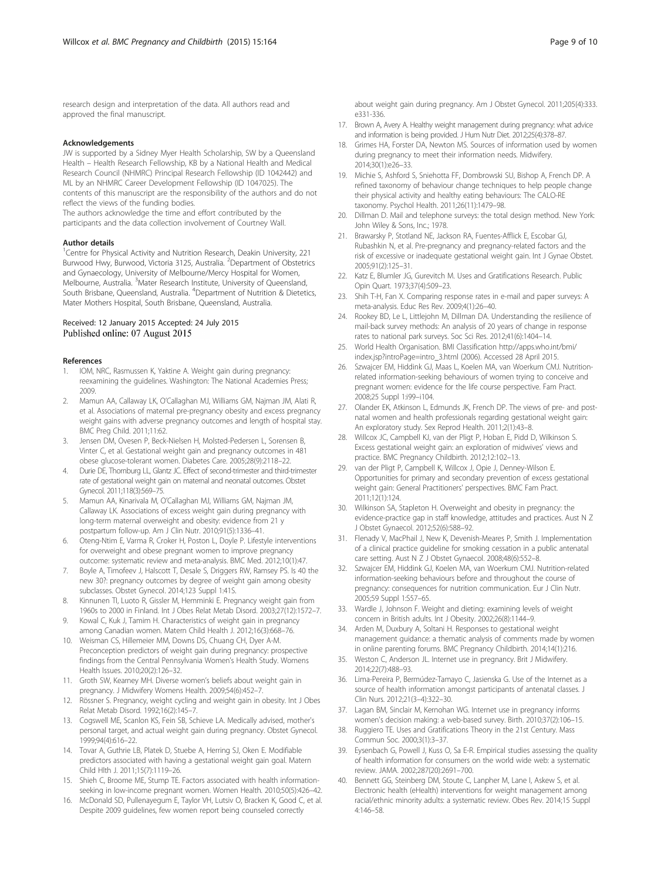research design and interpretation of the data. All authors read and approved the final manuscript.

### Acknowledgements

JW is supported by a Sidney Myer Health Scholarship, SW by a Queensland Health – Health Research Fellowship, KB by a National Health and Medical Research Council (NHMRC) Principal Research Fellowship (ID 1042442) and ML by an NHMRC Career Development Fellowship (ID 1047025). The contents of this manuscript are the responsibility of the authors and do not reflect the views of the funding bodies.

The authors acknowledge the time and effort contributed by the participants and the data collection involvement of Courtney Wall.

### Author details

[1]Centre for Physical Activity and Nutrition Research, Deakin University, 221 Burwood Hwy, Burwood, Victoria 3125, Australia. [2]Department of Obstetrics and Gynaecology, University of Melbourne/Mercy Hospital for Women, Melbourne, Australia. [3]Mater Research Institute, University of Queensland, South Brisbane, Queensland, Australia. [4]Department of Nutrition & Dietetics, Mater Mothers Hospital, South Brisbane, Queensland, Australia.

Received: 12 January 2015 Accepted: 24 July 2015
Published online: 07 August 2015

### References

1. IOM, NRC, Rasmussen K, Yaktine A. Weight gain during pregnancy: reexamining the guidelines. Washington: The National Academies Press; 2009.
2. Mamun AA, Callaway LK, O'Callaghan MJ, Williams GM, Najman JM, Alati R, et al. Associations of maternal pre-pregnancy obesity and excess pregnancy weight gains with adverse pregnancy outcomes and length of hospital stay. BMC Preg Child. 2011;11:62.
3. Jensen DM, Ovesen P, Beck-Nielsen H, Molsted-Pedersen L, Sorensen B, Vinter C, et al. Gestational weight gain and pregnancy outcomes in 481 obese glucose-tolerant women. Diabetes Care. 2005;28(9):2118–22.
4. Durie DE, Thornburg LL, Glantz JC. Effect of second-trimester and third-trimester rate of gestational weight gain on maternal and neonatal outcomes. Obstet Gynecol. 2011;118(3):569–75.
5. Mamun AA, Kinarivala M, O'Callaghan MJ, Williams GM, Najman JM, Callaway LK. Associations of excess weight gain during pregnancy with long-term maternal overweight and obesity: evidence from 21 y postpartum follow-up. Am J Clin Nutr. 2010;91(5):1336–41.
6. Oteng-Ntim E, Varma R, Croker H, Poston L, Doyle P. Lifestyle interventions for overweight and obese pregnant women to improve pregnancy outcome: systematic review and meta-analysis. BMC Med. 2012;10(1):47.
7. Boyle A, Timofeev J, Halscott T, Desale S, Driggers RW, Ramsey PS. Is 40 the new 30?: pregnancy outcomes by degree of weight gain among obesity subclasses. Obstet Gynecol. 2014;123 Suppl 1:41S.
8. Kinnunen TI, Luoto R, Gissler M, Hemminki E. Pregnancy weight gain from 1960s to 2000 in Finland. Int J Obes Relat Metab Disord. 2003;27(12):1572–7.
9. Kowal C, Kuk J, Tamim H. Characteristics of weight gain in pregnancy among Canadian women. Matern Child Health J. 2012;16(3):668–76.
10. Weisman CS, Hillemeier MM, Downs DS, Chuang CH, Dyer A-M. Preconception predictors of weight gain during pregnancy: prospective findings from the Central Pennsylvania Women's Health Study. Womens Health Issues. 2010;20(2):126–32.
11. Groth SW, Kearney MH. Diverse women's beliefs about weight gain in pregnancy. J Midwifery Womens Health. 2009;54(6):452–7.
12. Rössner S. Pregnancy, weight cycling and weight gain in obesity. Int J Obes Relat Metab Disord. 1992;16(2):145–7.
13. Cogswell ME, Scanlon KS, Fein SB, Schieve LA. Medically advised, mother's personal target, and actual weight gain during pregnancy. Obstet Gynecol. 1999;94(4):616–22.
14. Tovar A, Guthrie LB, Platek D, Stuebe A, Herring SJ, Oken E. Modifiable predictors associated with having a gestational weight gain goal. Matern Child Hlth J. 2011;15(7):1119–26.
15. Shieh C, Broome ME, Stump TE. Factors associated with health information-seeking in low-income pregnant women. Women Health. 2010;50(5):426–42.
16. McDonald SD, Pullenayegum E, Taylor VH, Lutsiv O, Bracken K, Good C, et al. Despite 2009 guidelines, few women report being counseled correctly about weight gain during pregnancy. Am J Obstet Gynecol. 2011;205(4):333. e331-336.
17. Brown A, Avery A. Healthy weight management during pregnancy: what advice and information is being provided. J Hum Nutr Diet. 2012;25(4):378–87.
18. Grimes HA, Forster DA, Newton MS. Sources of information used by women during pregnancy to meet their information needs. Midwifery. 2014;30(1):e26–33.
19. Michie S, Ashford S, Sniehotta FF, Dombrowski SU, Bishop A, French DP. A refined taxonomy of behaviour change techniques to help people change their physical activity and healthy eating behaviours: The CALO-RE taxonomy. Psychol Health. 2011;26(11):1479–98.
20. Dillman D. Mail and telephone surveys: the total design method. New York: John Wiley & Sons, Inc.; 1978.
21. Brawarsky P, Stotland NE, Jackson RA, Fuentes-Afflick E, Escobar GJ, Rubashkin N, et al. Pre-pregnancy and pregnancy-related factors and the risk of excessive or inadequate gestational weight gain. Int J Gynae Obstet. 2005;91(2):125–31.
22. Katz E, Blumler JG, Gurevitch M. Uses and Gratifications Research. Public Opin Quart. 1973;37(4):509–23.
23. Shih T-H, Fan X. Comparing response rates in e-mail and paper surveys: A meta-analysis. Educ Res Rev. 2009;4(1):26–40.
24. Rookey BD, Le L, Littlejohn M, Dillman DA. Understanding the resilience of mail-back survey methods: An analysis of 20 years of change in response rates to national park surveys. Soc Sci Res. 2012;41(6):1404–14.
25. World Health Organisation. BMI Classification http://apps.who.int/bmi/index.jsp?introPage=intro_3.html (2006). Accessed 28 April 2015.
26. Szwajcer EM, Hiddink GJ, Maas L, Koelen MA, van Woerkum CMJ. Nutrition-related information-seeking behaviours of women trying to conceive and pregnant women: evidence for the life course perspective. Fam Pract. 2008;25 Suppl 1:i99–i104.
27. Olander EK, Atkinson L, Edmunds JK, French DP. The views of pre- and post-natal women and health professionals regarding gestational weight gain: An exploratory study. Sex Reprod Health. 2011;2(1):43–8.
28. Willcox JC, Campbell KJ, van der Pligt P, Hoban E, Pidd D, Wilkinson S. Excess gestational weight gain: an exploration of midwives' views and practice. BMC Pregnancy Childbirth. 2012;12:102–13.
29. van der Pligt P, Campbell K, Willcox J, Opie J, Denney-Wilson E. Opportunities for primary and secondary prevention of excess gestational weight gain: General Practitioners' perspectives. BMC Fam Pract. 2011;12(1):124.
30. Wilkinson SA, Stapleton H. Overweight and obesity in pregnancy: the evidence-practice gap in staff knowledge, attitudes and practices. Aust N Z J Obstet Gynaecol. 2012;52(6):588–92.
31. Flenady V, MacPhail J, New K, Devenish-Meares P, Smith J. Implementation of a clinical practice guideline for smoking cessation in a public antenatal care setting. Aust N Z J Obstet Gynaecol. 2008;48(6):552–8.
32. Szwajcer EM, Hiddink GJ, Koelen MA, van Woerkum CMJ. Nutrition-related information-seeking behaviours before and throughout the course of pregnancy: consequences for nutrition communication. Eur J Clin Nutr. 2005;59 Suppl 1:S57–65.
33. Wardle J, Johnson F. Weight and dieting: examining levels of weight concern in British adults. Int J Obesity. 2002;26(8):1144–9.
34. Arden M, Duxbury A, Soltani H. Responses to gestational weight management guidance: a thematic analysis of comments made by women in online parenting forums. BMC Pregnancy Childbirth. 2014;14(1):216.
35. Weston C, Anderson JL. Internet use in pregnancy. Brit J Midwifery. 2014;22(7):488–93.
36. Lima-Pereira P, Bermúdez-Tamayo C, Jasienska G. Use of the Internet as a source of health information amongst participants of antenatal classes. J Clin Nurs. 2012;21(3–4):322–30.
37. Lagan BM, Sinclair M, Kernohan WG. Internet use in pregnancy informs women's decision making: a web-based survey. Birth. 2010;37(2):106–15.
38. Ruggiero TE. Uses and Gratifications Theory in the 21st Century. Mass Commun Soc. 2000;3(1):3–37.
39. Eysenbach G, Powell J, Kuss O, Sa E-R. Empirical studies assessing the quality of health information for consumers on the world wide web: a systematic review. JAMA. 2002;287(20):2691–700.
40. Bennett GG, Steinberg DM, Stoute C, Lanpher M, Lane I, Askew S, et al. Electronic health (eHealth) interventions for weight management among racial/ethnic minority adults: a systematic review. Obes Rev. 2014;15 Suppl 4:146–58.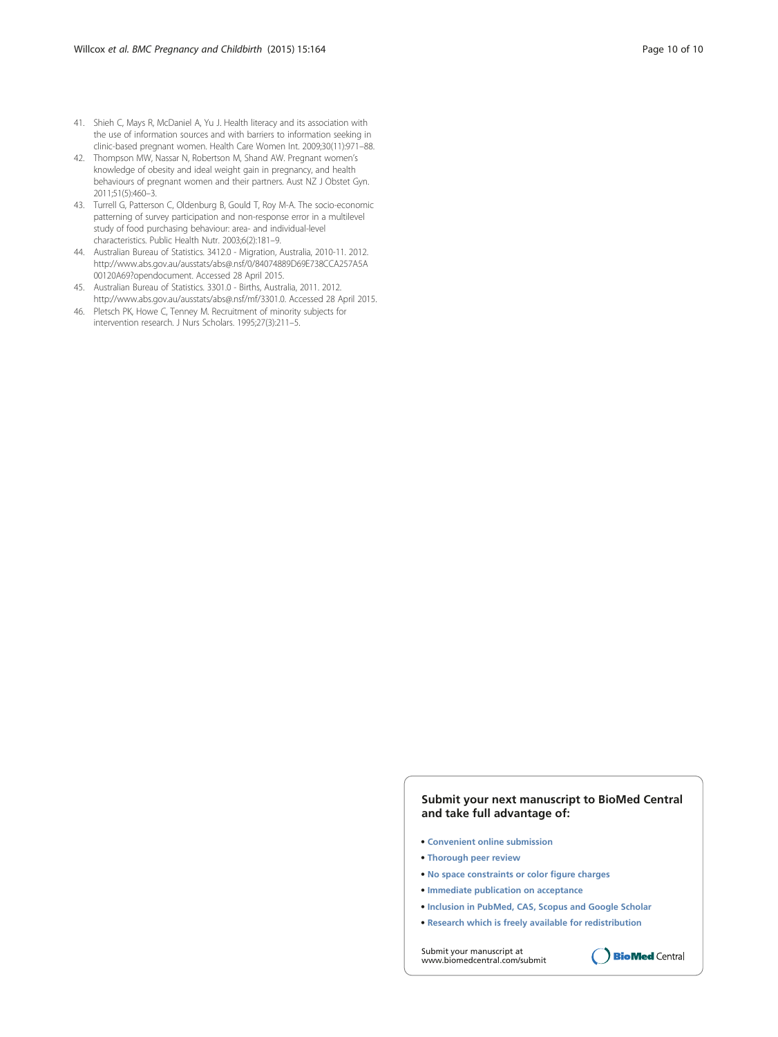41. Shieh C, Mays R, McDaniel A, Yu J. Health literacy and its association with the use of information sources and with barriers to information seeking in clinic-based pregnant women. Health Care Women Int. 2009;30(11):971–88.
42. Thompson MW, Nassar N, Robertson M, Shand AW. Pregnant women's knowledge of obesity and ideal weight gain in pregnancy, and health behaviours of pregnant women and their partners. Aust NZ J Obstet Gyn. 2011;51(5):460–3.
43. Turrell G, Patterson C, Oldenburg B, Gould T, Roy M-A. The socio-economic patterning of survey participation and non-response error in a multilevel study of food purchasing behaviour: area- and individual-level characteristics. Public Health Nutr. 2003;6(2):181–9.
44. Australian Bureau of Statistics. 3412.0 - Migration, Australia, 2010-11. 2012. http://www.abs.gov.au/ausstats/abs@.nsf/0/84074889D69E738CCA257A5A00120A69?opendocument. Accessed 28 April 2015.
45. Australian Bureau of Statistics. 3301.0 - Births, Australia, 2011. 2012. http://www.abs.gov.au/ausstats/abs@.nsf/mf/3301.0. Accessed 28 April 2015.
46. Pletsch PK, Howe C, Tenney M. Recruitment of minority subjects for intervention research. J Nurs Scholars. 1995;27(3):211–5.

**Submit your next manuscript to BioMed Central and take full advantage of:**

- **Convenient online submission**
- **Thorough peer review**
- **No space constraints or color figure charges**
- **Immediate publication on acceptance**
- **Inclusion in PubMed, CAS, Scopus and Google Scholar**
- **Research which is freely available for redistribution**

Submit your manuscript at
www.biomedcentral.com/submit

BioMed Central